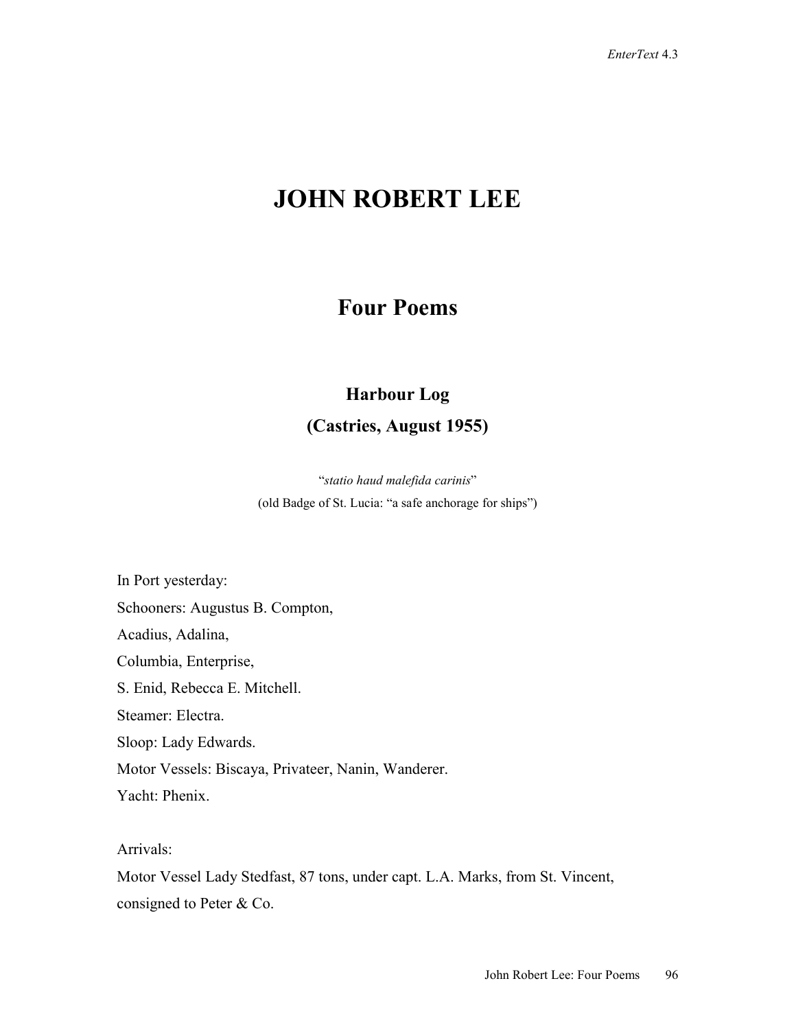# JOHN ROBERT LEE

## Four Poems

### Harbour Log
### (Castries, August 1955)

"*statio haud malefida carinis*"
(old Badge of St. Lucia: "a safe anchorage for ships")

In Port yesterday:
Schooners: Augustus B. Compton,
Acadius, Adalina,
Columbia, Enterprise,
S. Enid, Rebecca E. Mitchell.
Steamer: Electra.
Sloop: Lady Edwards.
Motor Vessels: Biscaya, Privateer, Nanin, Wanderer.
Yacht: Phenix.

Arrivals:
Motor Vessel Lady Stedfast, 87 tons, under capt. L.A. Marks, from St. Vincent,
consigned to Peter & Co.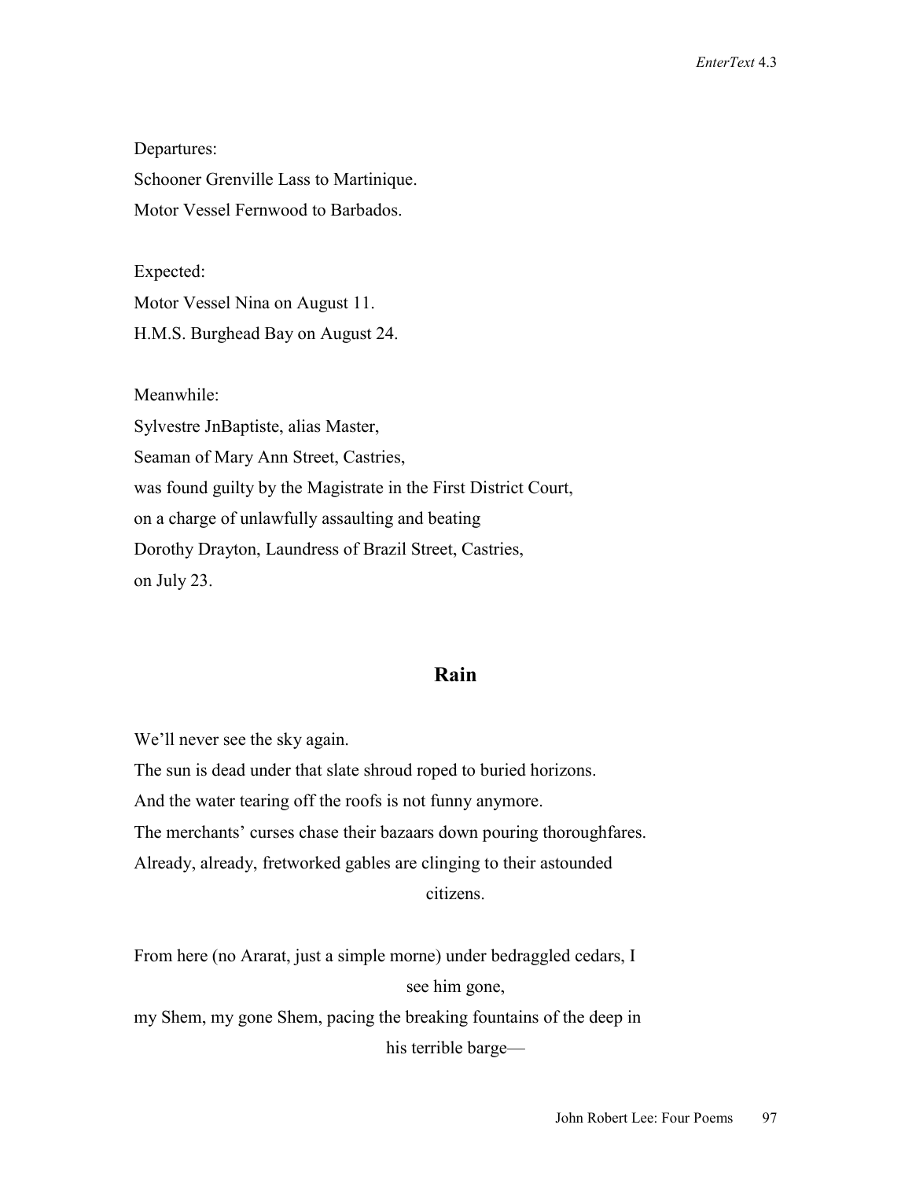Departures:
Schooner Grenville Lass to Martinique.
Motor Vessel Fernwood to Barbados.

Expected:
Motor Vessel Nina on August 11.
H.M.S. Burghead Bay on August 24.

Meanwhile:
Sylvestre JnBaptiste, alias Master,
Seaman of Mary Ann Street, Castries,
was found guilty by the Magistrate in the First District Court,
on a charge of unlawfully assaulting and beating
Dorothy Drayton, Laundress of Brazil Street, Castries,
on July 23.

## Rain

We'll never see the sky again.
The sun is dead under that slate shroud roped to buried horizons.
And the water tearing off the roofs is not funny anymore.
The merchants' curses chase their bazaars down pouring thoroughfares.
Already, already, fretworked gables are clinging to their astounded citizens.

From here (no Ararat, just a simple morne) under bedraggled cedars, I see him gone,
my Shem, my gone Shem, pacing the breaking fountains of the deep in his terrible barge—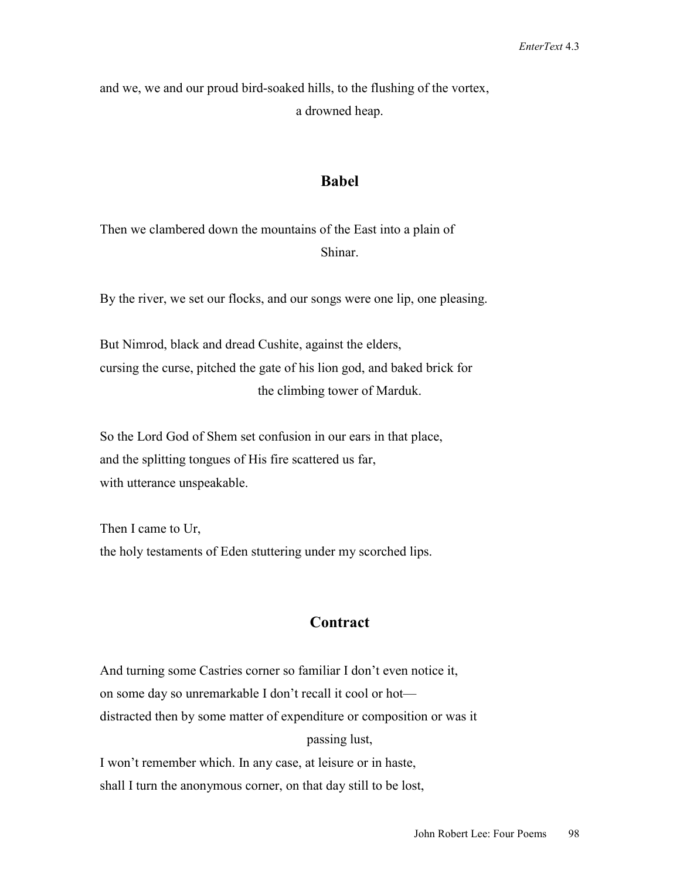and we, we and our proud bird-soaked hills, to the flushing of the vortex,
a drowned heap.

## Babel

Then we clambered down the mountains of the East into a plain of
Shinar.

By the river, we set our flocks, and our songs were one lip, one pleasing.

But Nimrod, black and dread Cushite, against the elders,
cursing the curse, pitched the gate of his lion god, and baked brick for
the climbing tower of Marduk.

So the Lord God of Shem set confusion in our ears in that place,
and the splitting tongues of His fire scattered us far,
with utterance unspeakable.

Then I came to Ur,
the holy testaments of Eden stuttering under my scorched lips.

## Contract

And turning some Castries corner so familiar I don't even notice it,
on some day so unremarkable I don't recall it cool or hot—
distracted then by some matter of expenditure or composition or was it
passing lust,
I won't remember which. In any case, at leisure or in haste,
shall I turn the anonymous corner, on that day still to be lost,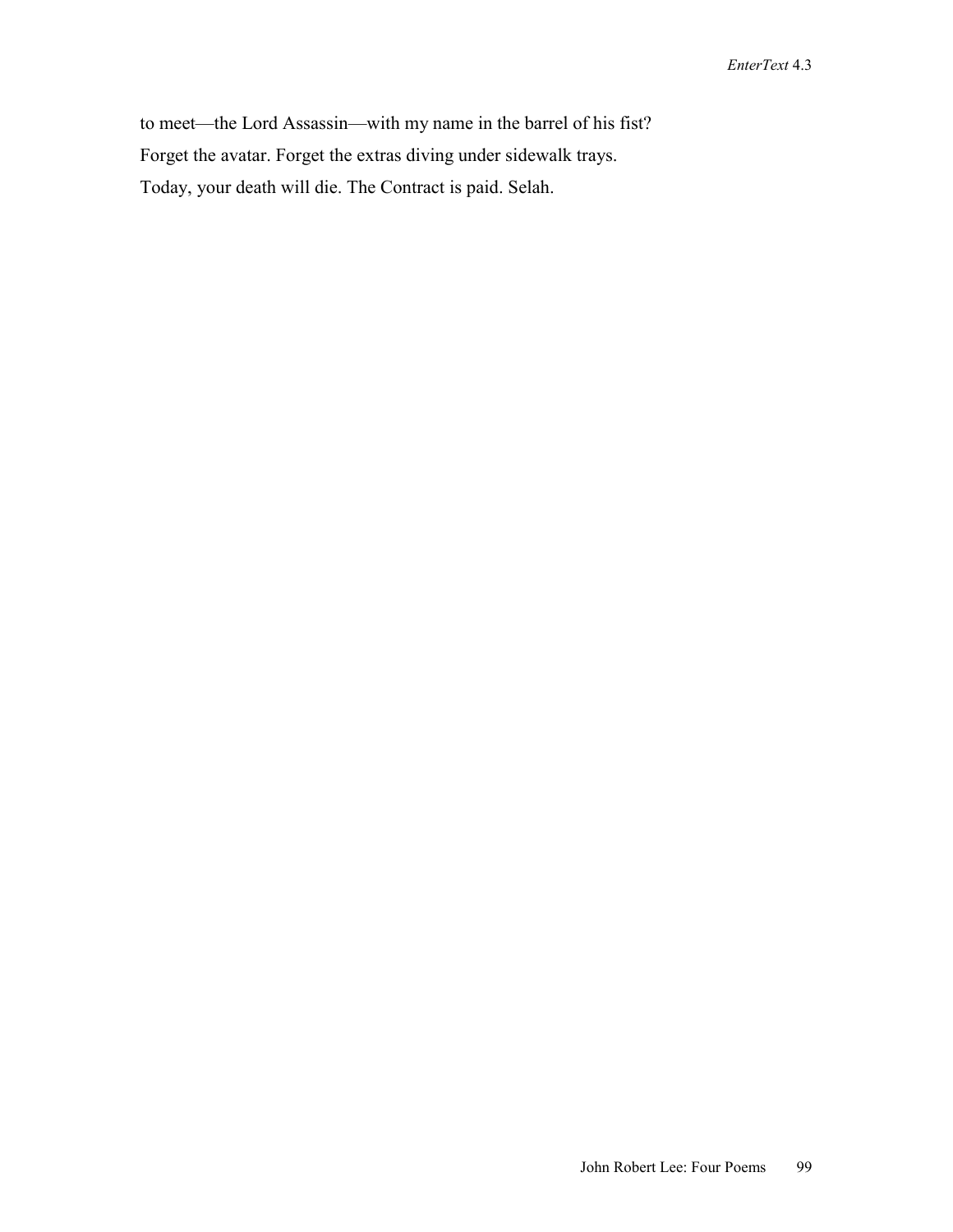to meet—the Lord Assassin—with my name in the barrel of his fist?
Forget the avatar. Forget the extras diving under sidewalk trays.
Today, your death will die. The Contract is paid. Selah.